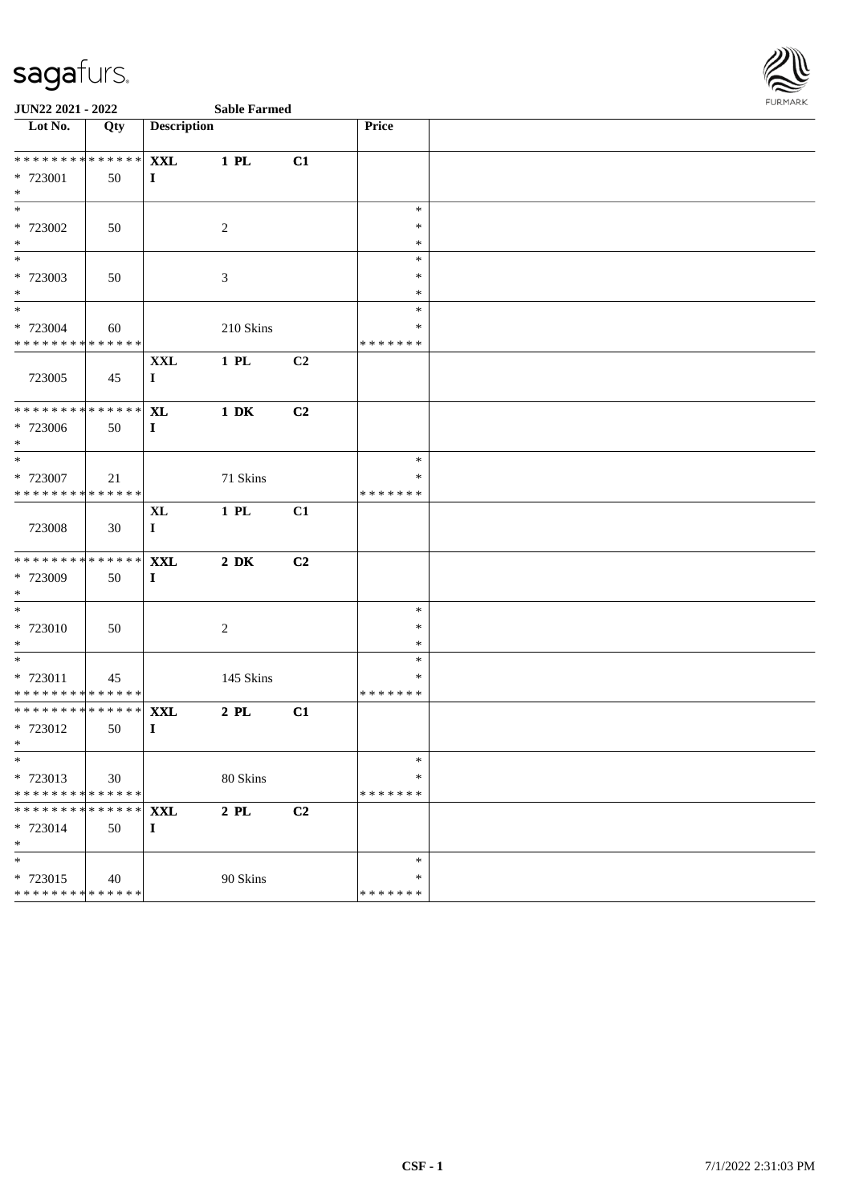sagafurs.

**JUN22 2021 - 2022** **Sable Farmed**

| Lot No. | Qty | Description | | | Price | |
|---|---|---|---|---|---|---|
| * * * * * * * * * * * * * * | | **XXL** | **1 PL** | **C1** | | |
| * 723001 | 50 | **I** | | | | |
| * | | | | | | |
| * | | | | | * | |
| * 723002 | 50 | | 2 | | * | |
| * | | | | | * | |
| * | | | | | * | |
| * 723003 | 50 | | 3 | | * | |
| * | | | | | * | |
| * | | | | | * | |
| * 723004 | 60 | | 210 Skins | | * | |
| * * * * * * * * * * * * * * | | | | | * * * * * * * | |
| | | **XXL** | **1 PL** | **C2** | | |
| 723005 | 45 | **I** | | | | |
| * * * * * * * * * * * * * * | | **XL** | **1 DK** | **C2** | | |
| * 723006 | 50 | **I** | | | | |
| * | | | | | | |
| * | | | | | * | |
| * 723007 | 21 | | 71 Skins | | * | |
| * * * * * * * * * * * * * * | | | | | * * * * * * * | |
| | | **XL** | **1 PL** | **C1** | | |
| 723008 | 30 | **I** | | | | |
| * * * * * * * * * * * * * * | | **XXL** | **2 DK** | **C2** | | |
| * 723009 | 50 | **I** | | | | |
| * | | | | | | |
| * | | | | | * | |
| * 723010 | 50 | | 2 | | * | |
| * | | | | | * | |
| * | | | | | * | |
| * 723011 | 45 | | 145 Skins | | * | |
| * * * * * * * * * * * * * * | | | | | * * * * * * * | |
| * * * * * * * * * * * * * * | | **XXL** | **2 PL** | **C1** | | |
| * 723012 | 50 | **I** | | | | |
| * | | | | | | |
| * | | | | | * | |
| * 723013 | 30 | | 80 Skins | | * | |
| * * * * * * * * * * * * * * | | | | | * * * * * * * | |
| * * * * * * * * * * * * * * | | **XXL** | **2 PL** | **C2** | | |
| * 723014 | 50 | **I** | | | | |
| * | | | | | | |
| * | | | | | * | |
| * 723015 | 40 | | 90 Skins | | * | |
| * * * * * * * * * * * * * * | | | | | * * * * * * * | |

**CSF - 1** 7/1/2022 2:31:03 PM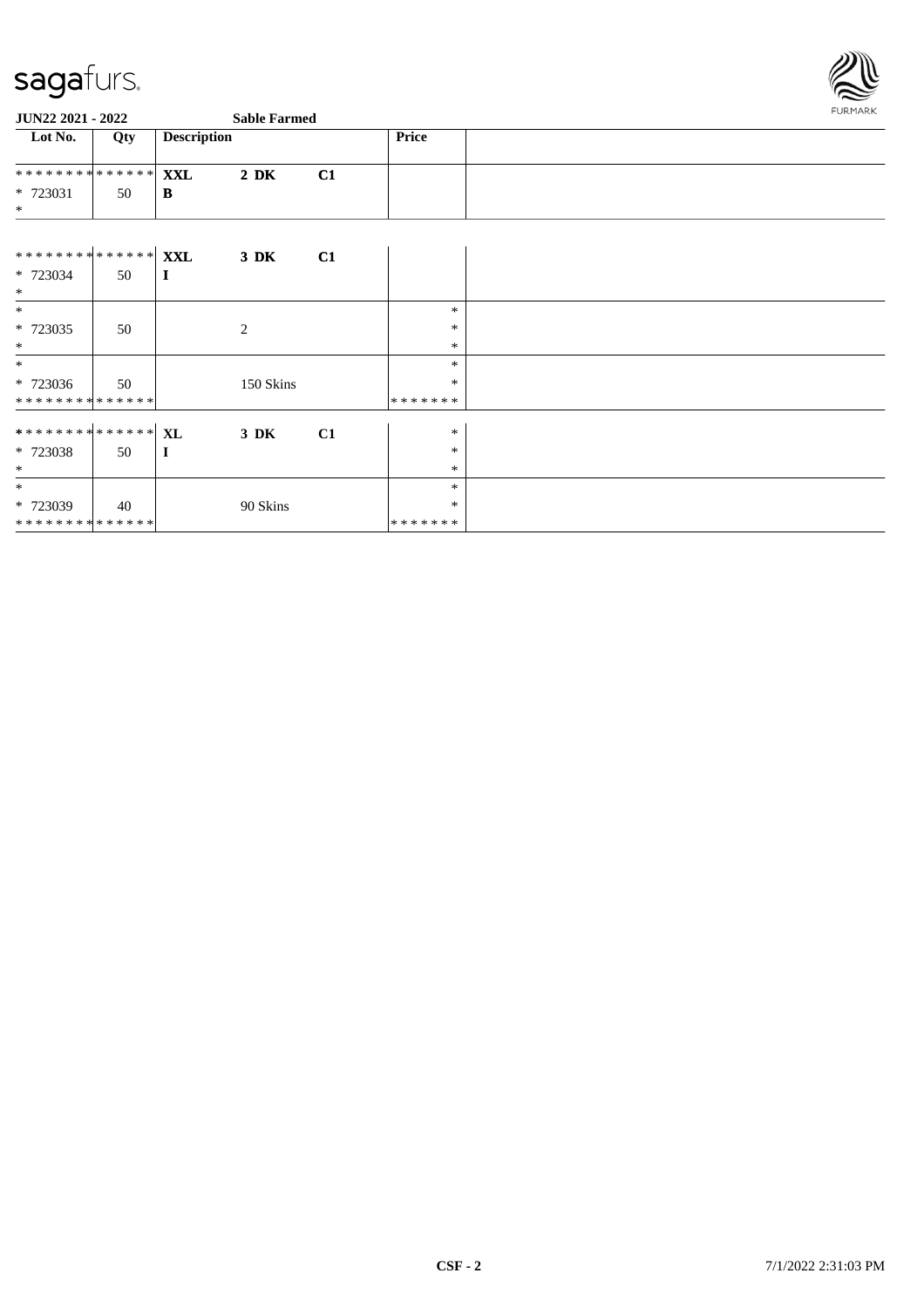**JUN22 2021 - 2022** **Sable Farmed**

| Lot No. | Qty | Description | | | Price | |
|---|---|---|---|---|---|---|
| ************** | | **XXL** | **2 DK** | **C1** | | |
| * 723031 | 50 | **B** | | | | |
| * | | | | | | |
| ************** | | **XXL** | **3 DK** | **C1** | | |
| * 723034 | 50 | **I** | | | | |
| * | | | | | | |
| * | | | | | * | |
| * 723035 | 50 | | 2 | | * | |
| * | | | | | * | |
| * | | | | | * | |
| * 723036 | 50 | | 150 Skins | | * | |
| ************** | | | | | ******* | |
| ************** | | **XL** | **3 DK** | **C1** | * | |
| * 723038 | 50 | **I** | | | * | |
| * | | | | | * | |
| * | | | | | * | |
| * 723039 | 40 | | 90 Skins | | * | |
| ************** | | | | | ******* | |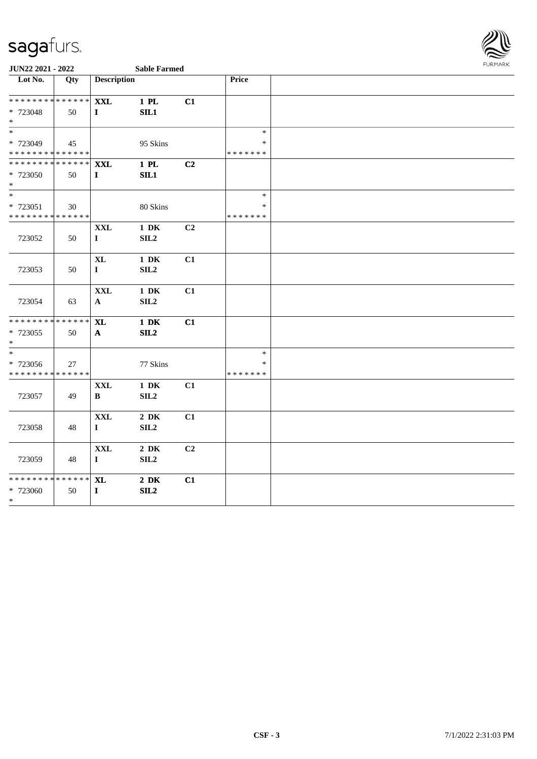**JUN22 2021 - 2022** **Sable Farmed**

| Lot No. | Qty | Description | | | Price | |
|---|---|---|---|---|---|---|
| * * * * * * * * * * * * * * | | **XXL** | **1 PL** | **C1** | | |
| * 723048 | 50 | **I** | **SIL1** | | | |
| * | | | | | | |
| * | | | | | * | |
| * 723049 | 45 | | 95 Skins | | * | |
| * * * * * * * * * * * * * * | | | | | * * * * * * * | |
| * * * * * * * * * * * * * * | | **XXL** | **1 PL** | **C2** | | |
| * 723050 | 50 | **I** | **SIL1** | | | |
| * | | | | | | |
| * | | | | | * | |
| * 723051 | 30 | | 80 Skins | | * | |
| * * * * * * * * * * * * * * | | | | | * * * * * * * | |
| 723052 | 50 | **XXL** **I** | **1 DK** **SIL2** | **C2** | | |
| 723053 | 50 | **XL** **I** | **1 DK** **SIL2** | **C1** | | |
| 723054 | 63 | **XXL** **A** | **1 DK** **SIL2** | **C1** | | |
| * * * * * * * * * * * * * * | | **XL** | **1 DK** | **C1** | | |
| * 723055 | 50 | **A** | **SIL2** | | | |
| * | | | | | | |
| * | | | | | * | |
| * 723056 | 27 | | 77 Skins | | * | |
| * * * * * * * * * * * * * * | | | | | * * * * * * * | |
| 723057 | 49 | **XXL** **B** | **1 DK** **SIL2** | **C1** | | |
| 723058 | 48 | **XXL** **I** | **2 DK** **SIL2** | **C1** | | |
| 723059 | 48 | **XXL** **I** | **2 DK** **SIL2** | **C2** | | |
| * * * * * * * * * * * * * * | | **XL** | **2 DK** | **C1** | | |
| * 723060 | 50 | **I** | **SIL2** | | | |
| * | | | | | | |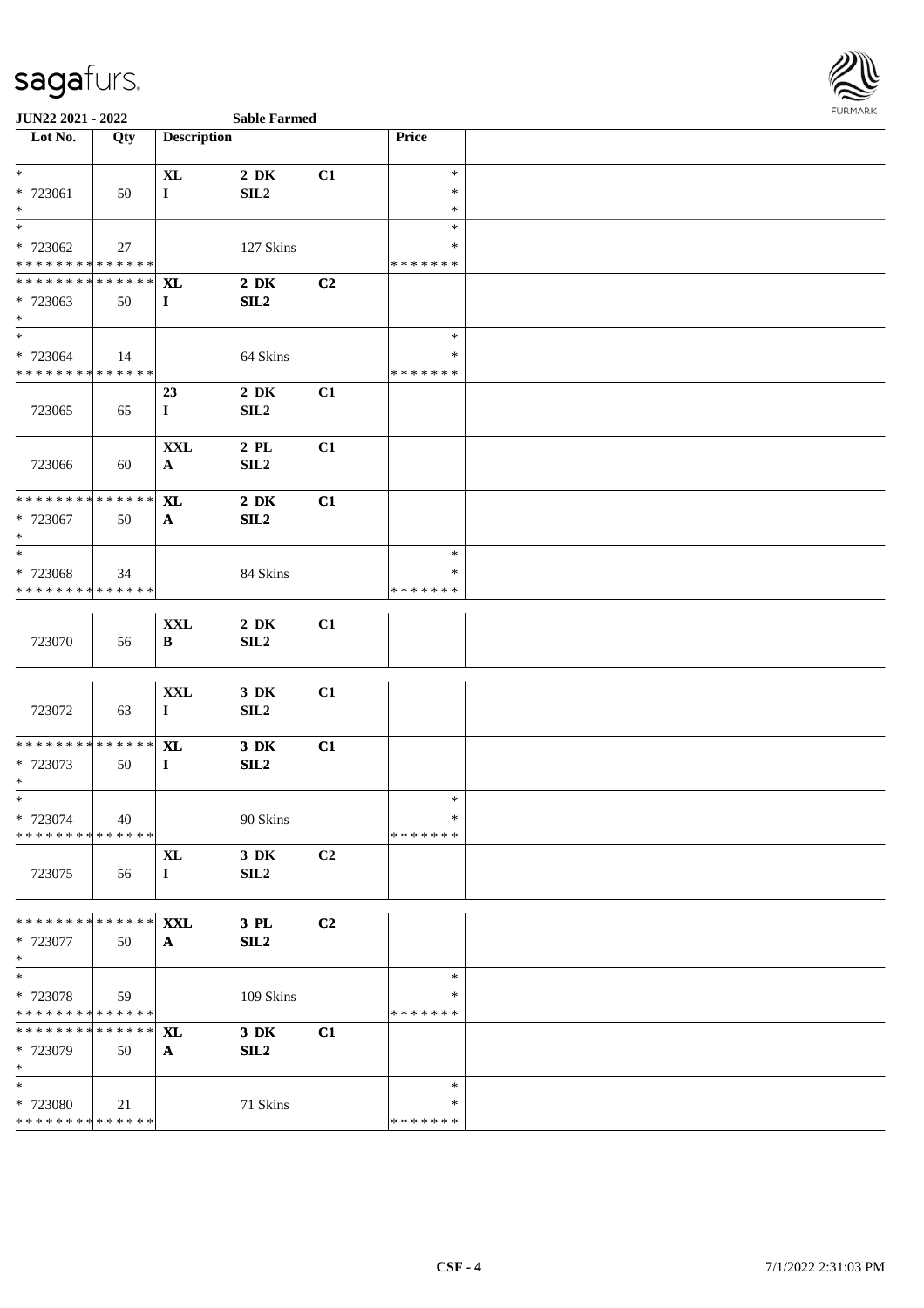**JUN22 2021 - 2022** **Sable Farmed**

| Lot No. | Qty | Description | | | Price | |
|---|---|---|---|---|---|---|
| * * 723061 * | 50 | XL I | 2 DK SIL2 | C1 | * * * | |
| * * 723062 * * * * * * * * * * * * * * | 27 | | 127 Skins | | * * * * * * * * * | |
| * * * * * * * * * * * * * * * 723063 * | 50 | XL I | 2 DK SIL2 | C2 | | |
| * * 723064 * * * * * * * * * * * * * * | 14 | | 64 Skins | | * * * * * * * * * | |
| 723065 | 65 | 23 I | 2 DK SIL2 | C1 | | |
| 723066 | 60 | XXL A | 2 PL SIL2 | C1 | | |
| * * * * * * * * * * * * * * * 723067 * | 50 | XL A | 2 DK SIL2 | C1 | | |
| * * 723068 * * * * * * * * * * * * * * | 34 | | 84 Skins | | * * * * * * * * * | |
| 723070 | 56 | XXL B | 2 DK SIL2 | C1 | | |
| 723072 | 63 | XXL I | 3 DK SIL2 | C1 | | |
| * * * * * * * * * * * * * * * 723073 * | 50 | XL I | 3 DK SIL2 | C1 | | |
| * * 723074 * * * * * * * * * * * * * * | 40 | | 90 Skins | | * * * * * * * * * | |
| 723075 | 56 | XL I | 3 DK SIL2 | C2 | | |
| * * * * * * * * * * * * * * * 723077 * | 50 | XXL A | 3 PL SIL2 | C2 | | |
| * * 723078 * * * * * * * * * * * * * * | 59 | | 109 Skins | | * * * * * * * * * | |
| * * * * * * * * * * * * * * * 723079 * | 50 | XL A | 3 DK SIL2 | C1 | | |
| * * 723080 * * * * * * * * * * * * * * | 21 | | 71 Skins | | * * * * * * * * * | |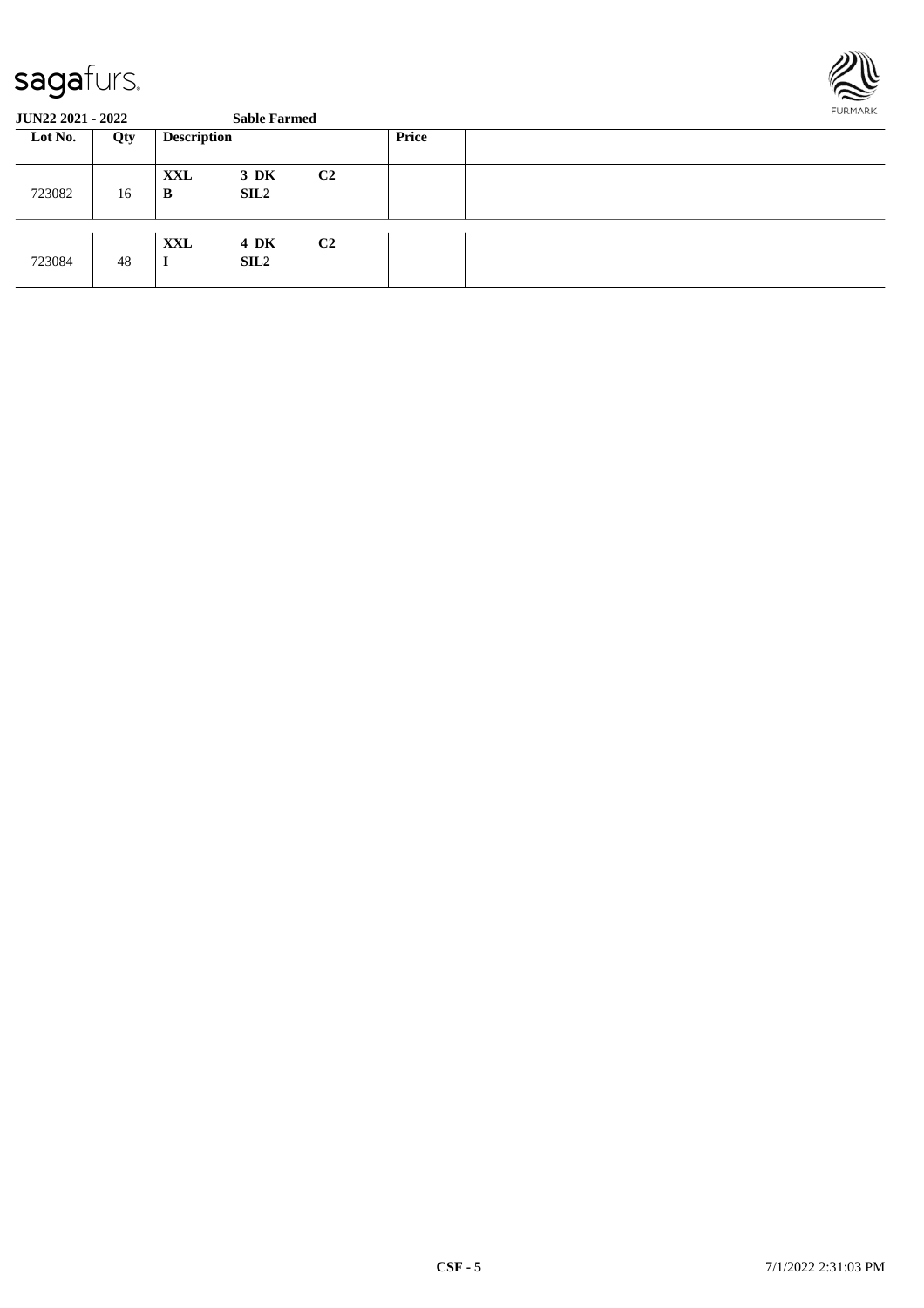| Lot No. | Qty | Description | | | Price | |
|---|---|---|---|---|---|---|
| 723082 | 16 | **XXL** **B** | **3 DK** **SIL2** | **C2** | | |
| 723084 | 48 | **XXL** **I** | **4 DK** **SIL2** | **C2** | | |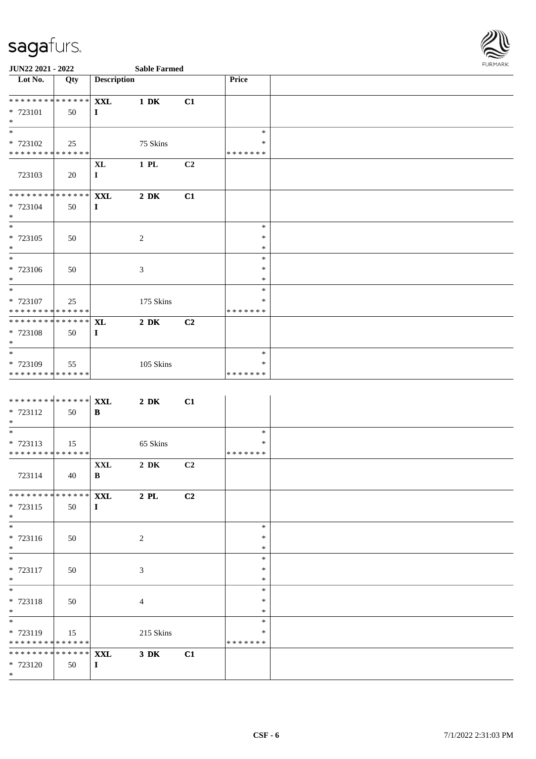**JUN22 2021 - 2022** **Sable Farmed**

| Lot No. | Qty | Description | | | Price | |
|---|---|---|---|---|---|---|
| * * * * * * * * * * * * * * | | **XXL** | **1 DK** | **C1** | | |
| * 723101 | 50 | **I** | | | | |
| * | | | | | | |
| * | | | | | * | |
| * 723102 | 25 | | 75 Skins | | * | |
| * * * * * * * * * * * * * * | | | | | * * * * * * * | |
| | | **XL** | **1 PL** | **C2** | | |
| 723103 | 20 | **I** | | | | |
| * * * * * * * * * * * * * * | | **XXL** | **2 DK** | **C1** | | |
| * 723104 | 50 | **I** | | | | |
| * | | | | | | |
| * | | | | | * | |
| * 723105 | 50 | | 2 | | * | |
| * | | | | | * | |
| * | | | | | * | |
| * 723106 | 50 | | 3 | | * | |
| * | | | | | * | |
| * | | | | | * | |
| * 723107 | 25 | | 175 Skins | | * | |
| * * * * * * * * * * * * * * | | | | | * * * * * * * | |
| * * * * * * * * * * * * * * | | **XL** | **2 DK** | **C2** | | |
| * 723108 | 50 | **I** | | | | |
| * | | | | | | |
| * | | | | | * | |
| * 723109 | 55 | | 105 Skins | | * | |
| * * * * * * * * * * * * * * | | | | | * * * * * * * | |
| * * * * * * * * * * * * * * | | **XXL** | **2 DK** | **C1** | | |
| * 723112 | 50 | **B** | | | | |
| * | | | | | | |
| * | | | | | * | |
| * 723113 | 15 | | 65 Skins | | * | |
| * * * * * * * * * * * * * * | | | | | * * * * * * * | |
| | | **XXL** | **2 DK** | **C2** | | |
| 723114 | 40 | **B** | | | | |
| * * * * * * * * * * * * * * | | **XXL** | **2 PL** | **C2** | | |
| * 723115 | 50 | **I** | | | | |
| * | | | | | | |
| * | | | | | * | |
| * 723116 | 50 | | 2 | | * | |
| * | | | | | * | |
| * | | | | | * | |
| * 723117 | 50 | | 3 | | * | |
| * | | | | | * | |
| * | | | | | * | |
| * 723118 | 50 | | 4 | | * | |
| * | | | | | * | |
| * | | | | | * | |
| * 723119 | 15 | | 215 Skins | | * | |
| * * * * * * * * * * * * * * | | | | | * * * * * * * | |
| * * * * * * * * * * * * * * | | **XXL** | **3 DK** | **C1** | | |
| * 723120 | 50 | **I** | | | | |
| * | | | | | | |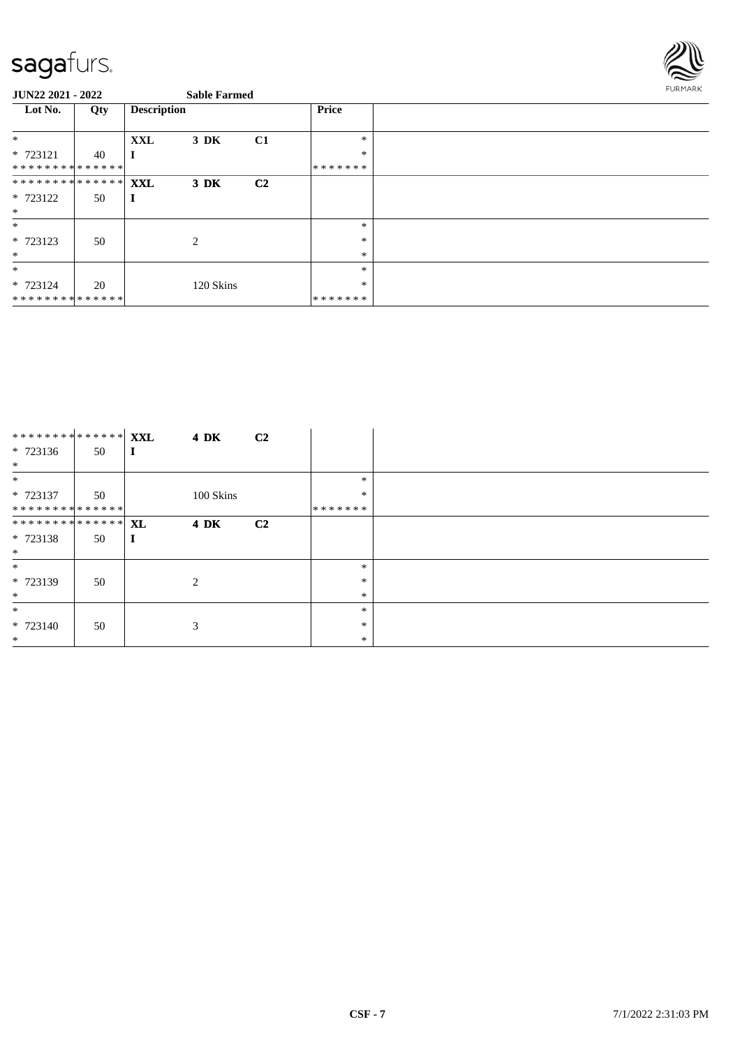**JUN22 2021 - 2022** **Sable Farmed**

| Lot No. | Qty | Description | | | Price |
|---|---|---|---|---|---|
| * | | XXL | 3 DK | C1 | * |
| * 723121 | 40 | I | | | * |
| * * * * * * * * * * * * * * | | | | | * * * * * * * |
| * * * * * * * * * * * * * * | | XXL | 3 DK | C2 | |
| * 723122 | 50 | I | | | |
| * | | | | | |
| * | | | | | * |
| * 723123 | 50 | | 2 | | * |
| * | | | | | * |
| * | | | | | * |
| * 723124 | 20 | | 120 Skins | | * |
| * * * * * * * * * * * * * * | | | | | * * * * * * * |

| Lot No. | Qty | Description | | | Price |
|---|---|---|---|---|---|
| * * * * * * * * * * * * * * | | XXL | 4 DK | C2 | |
| * 723136 | 50 | I | | | |
| * | | | | | |
| * | | | | | * |
| * 723137 | 50 | | 100 Skins | | * |
| * * * * * * * * * * * * * * | | | | | * * * * * * * |
| * * * * * * * * * * * * * * | | XL | 4 DK | C2 | |
| * 723138 | 50 | I | | | |
| * | | | | | |
| * | | | | | * |
| * 723139 | 50 | | 2 | | * |
| * | | | | | * |
| * | | | | | * |
| * 723140 | 50 | | 3 | | * |
| * | | | | | * |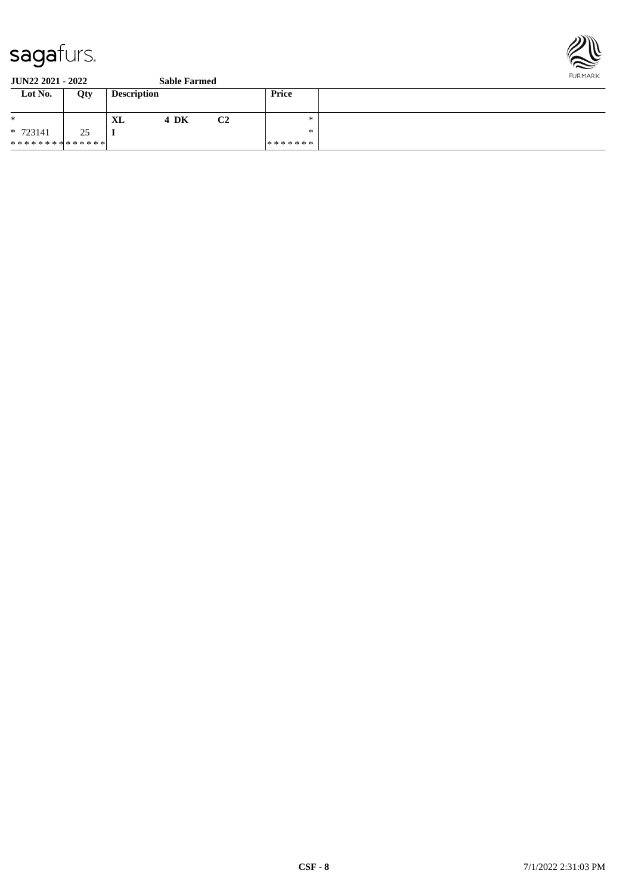**JUN22 2021 - 2022** **Sable Farmed**

| Lot No. | Qty | Description | | | Price | |
|---|---|---|---|---|---|---|
| * | | **XL** | **4 DK** | **C2** | * | |
| * 723141 | 25 | **I** | | | * | |
| ************** | | | | | ******* | |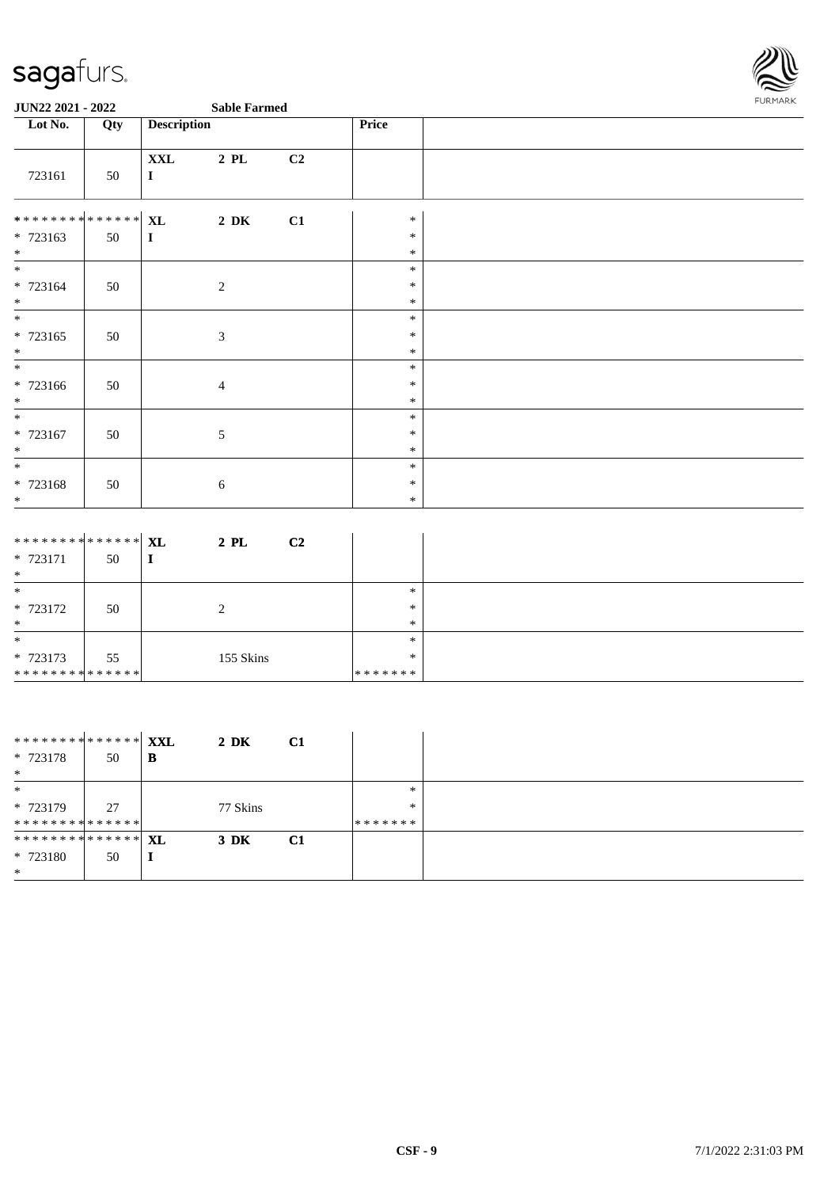**JUN22 2021 - 2022** **Sable Farmed**

| Lot No. | Qty | Description | | | Price | |
|---|---|---|---|---|---|---|
| 723161 | 50 | **XXL** **I** | **2 PL** | **C2** | | |
| ************** * 723163 * | 50 | **XL** **I** | **2 DK** | **C1** | * * * | |
| * * 723164 * | 50 | | 2 | | * * * | |
| * * 723165 * | 50 | | 3 | | * * * | |
| * * 723166 * | 50 | | 4 | | * * * | |
| * * 723167 * | 50 | | 5 | | * * * | |
| * * 723168 * | 50 | | 6 | | * * * | |
| ************** * 723171 * | 50 | **XL** **I** | **2 PL** | **C2** | | |
| * * 723172 * | 50 | | 2 | | * * * | |
| * * 723173 ************** | 55 | | 155 Skins | | * * ******* | |
| ************** * 723178 * | 50 | **XXL** **B** | **2 DK** | **C1** | | |
| * * 723179 ************** | 27 | | 77 Skins | | * * ******* | |
| ************** * 723180 * | 50 | **XL** **I** | **3 DK** | **C1** | | |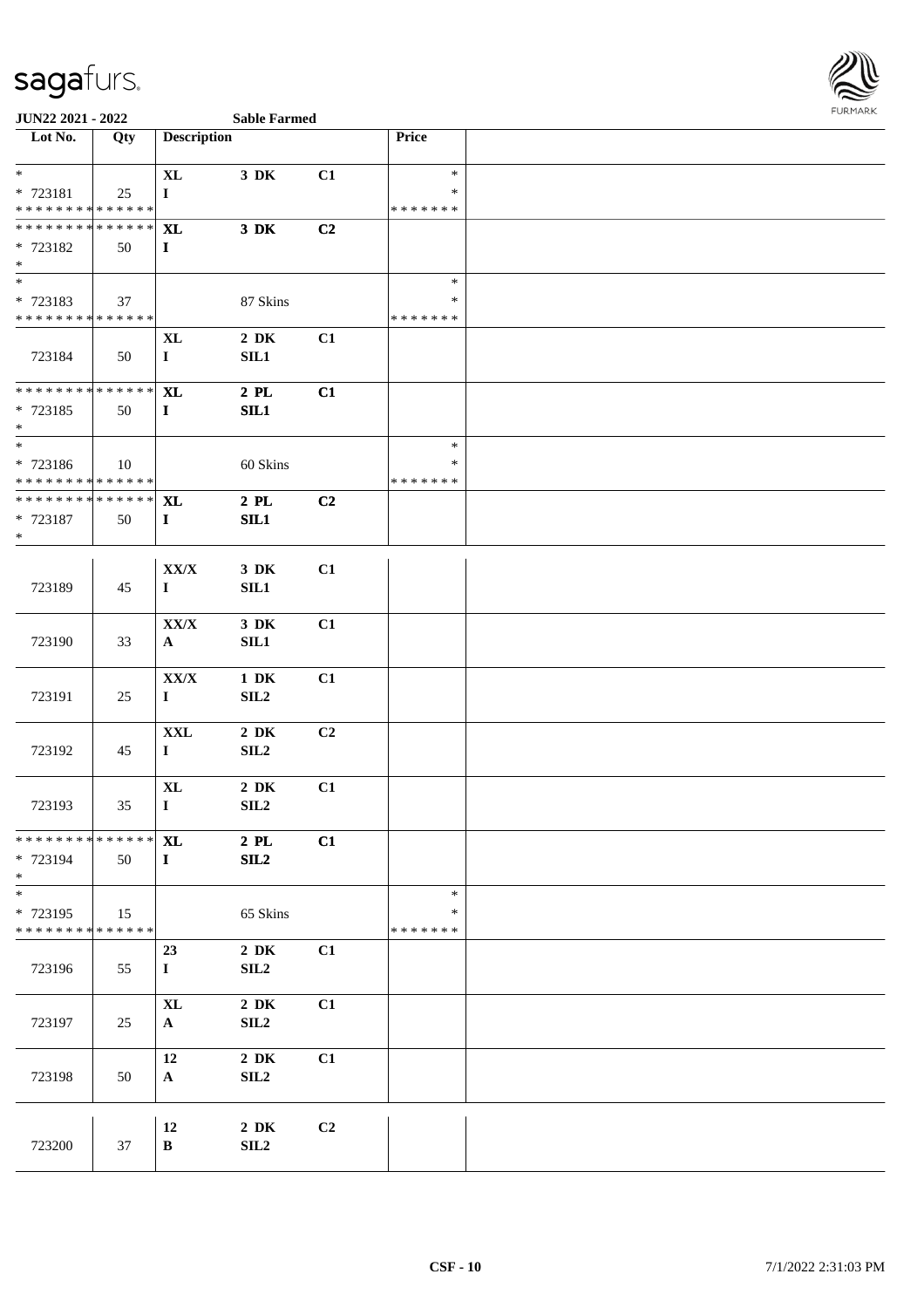JUN22 2021 - 2022 Sable Farmed

| Lot No. | Qty | Description | | | Price | |
|---|---|---|---|---|---|---|
| * | | XL | 3 DK | C1 | * | |
| * 723181 | 25 | I | | | * | |
| * * * * * * * * * * * * * * | | | | | * * * * * * * | |
| * * * * * * * * * * * * * * | | XL | 3 DK | C2 | | |
| * 723182 | 50 | I | | | | |
| * | | | | | | |
| * | | | | | * | |
| * 723183 | 37 | | 87 Skins | | * | |
| * * * * * * * * * * * * * * | | | | | * * * * * * * | |
| | | XL | 2 DK | C1 | | |
| 723184 | 50 | I | SIL1 | | | |
| * * * * * * * * * * * * * * | | XL | 2 PL | C1 | | |
| * 723185 | 50 | I | SIL1 | | | |
| * | | | | | | |
| * | | | | | * | |
| * 723186 | 10 | | 60 Skins | | * | |
| * * * * * * * * * * * * * * | | | | | * * * * * * * | |
| * * * * * * * * * * * * * * | | XL | 2 PL | C2 | | |
| * 723187 | 50 | I | SIL1 | | | |
| * | | | | | | |
| | | XX/X | 3 DK | C1 | | |
| 723189 | 45 | I | SIL1 | | | |
| | | XX/X | 3 DK | C1 | | |
| 723190 | 33 | A | SIL1 | | | |
| | | XX/X | 1 DK | C1 | | |
| 723191 | 25 | I | SIL2 | | | |
| | | XXL | 2 DK | C2 | | |
| 723192 | 45 | I | SIL2 | | | |
| | | XL | 2 DK | C1 | | |
| 723193 | 35 | I | SIL2 | | | |
| * * * * * * * * * * * * * * | | XL | 2 PL | C1 | | |
| * 723194 | 50 | I | SIL2 | | | |
| * | | | | | | |
| * | | | | | * | |
| * 723195 | 15 | | 65 Skins | | * | |
| * * * * * * * * * * * * * * | | | | | * * * * * * * | |
| | | 23 | 2 DK | C1 | | |
| 723196 | 55 | I | SIL2 | | | |
| | | XL | 2 DK | C1 | | |
| 723197 | 25 | A | SIL2 | | | |
| | | 12 | 2 DK | C1 | | |
| 723198 | 50 | A | SIL2 | | | |
| | | 12 | 2 DK | C2 | | |
| 723200 | 37 | B | SIL2 | | | |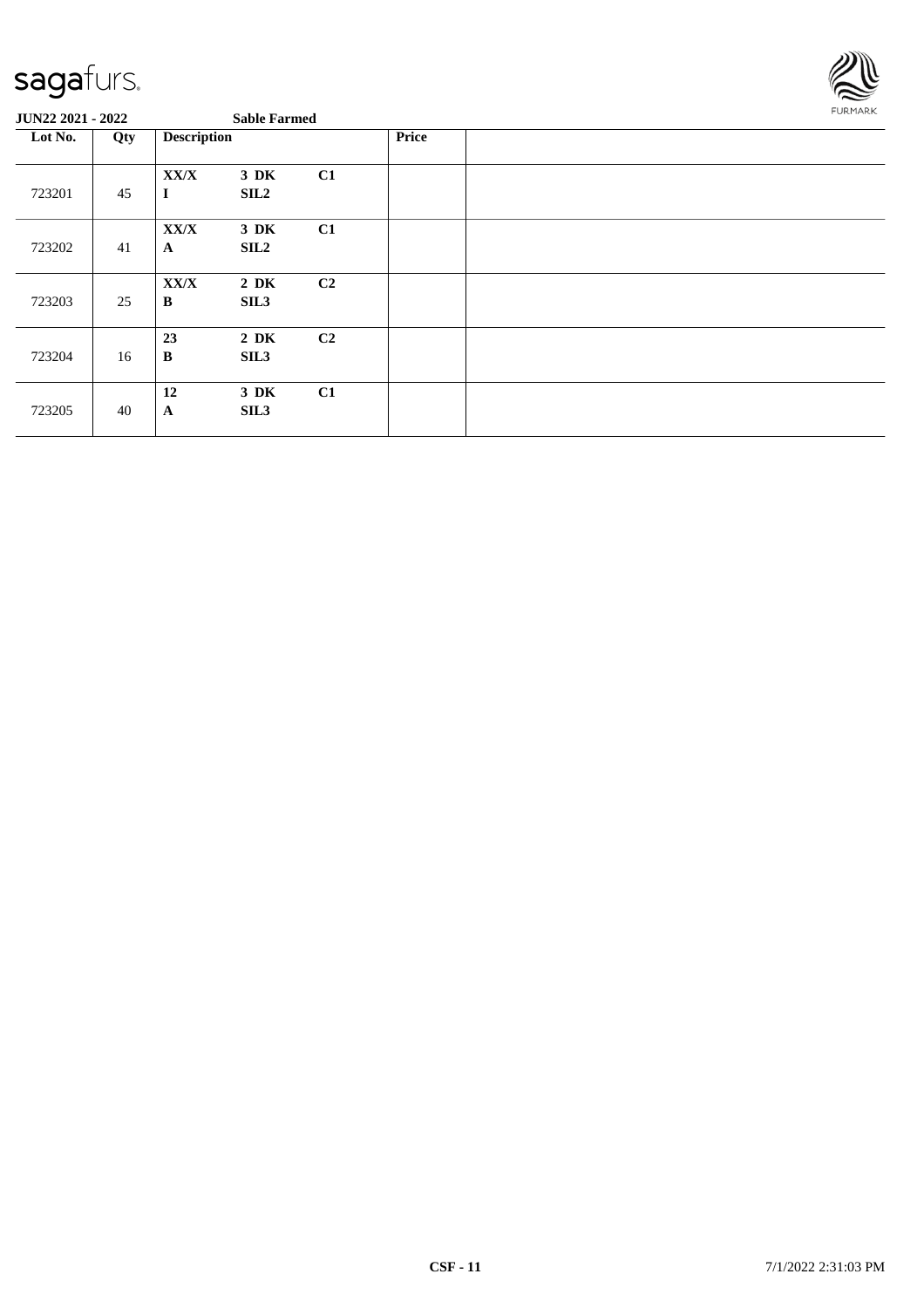**JUN22 2021 - 2022** **Sable Farmed**

| Lot No. | Qty | Description | | | Price | |
|---|---|---|---|---|---|---|
| 723201 | 45 | XX/X<br>I | 3 DK<br>SIL2 | C1 | | |
| 723202 | 41 | XX/X<br>A | 3 DK<br>SIL2 | C1 | | |
| 723203 | 25 | XX/X<br>B | 2 DK<br>SIL3 | C2 | | |
| 723204 | 16 | 23<br>B | 2 DK<br>SIL3 | C2 | | |
| 723205 | 40 | 12<br>A | 3 DK<br>SIL3 | C1 | | |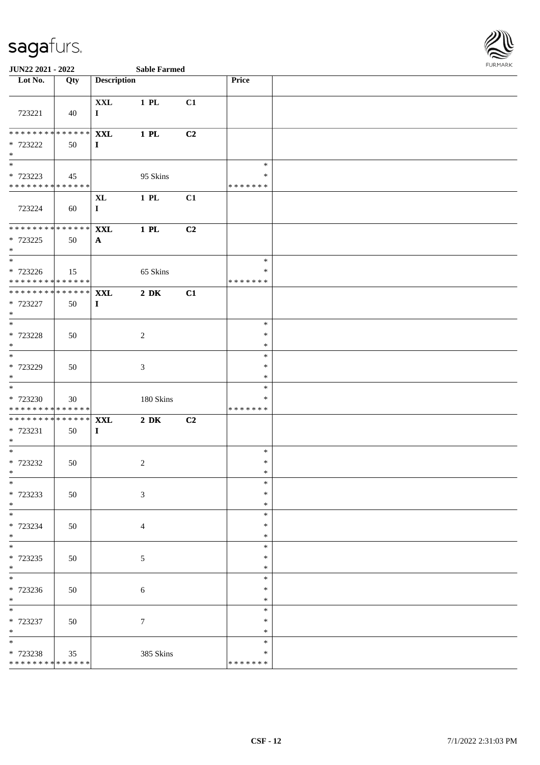**JUN22 2021 - 2022** **Sable Farmed**

| Lot No. | Qty | Description | | | Price | |
|---|---|---|---|---|---|---|
| 723221 | 40 | **XXL** **I** | **1 PL** | **C1** | | |
| * * * * * * * * * * * * * * * 723222 * | 50 | **XXL** **I** | **1 PL** | **C2** | | |
| * * 723223 * * * * * * * * * * * * * * | 45 | | 95 Skins | | * * * * * * * * * | |
| 723224 | 60 | **XL** **I** | **1 PL** | **C1** | | |
| * * * * * * * * * * * * * * * 723225 * | 50 | **XXL** **A** | **1 PL** | **C2** | | |
| * * 723226 * * * * * * * * * * * * * * | 15 | | 65 Skins | | * * * * * * * * * | |
| * * * * * * * * * * * * * * * 723227 * | 50 | **XXL** **I** | **2 DK** | **C1** | | |
| * * 723228 * | 50 | | 2 | | * * * | |
| * * 723229 * | 50 | | 3 | | * * * | |
| * * 723230 * * * * * * * * * * * * * * | 30 | | 180 Skins | | * * * * * * * * * | |
| * * * * * * * * * * * * * * * 723231 * | 50 | **XXL** **I** | **2 DK** | **C2** | | |
| * * 723232 * | 50 | | 2 | | * * * | |
| * * 723233 * | 50 | | 3 | | * * * | |
| * * 723234 * | 50 | | 4 | | * * * | |
| * * 723235 * | 50 | | 5 | | * * * | |
| * * 723236 * | 50 | | 6 | | * * * | |
| * * 723237 * | 50 | | 7 | | * * * | |
| * * 723238 * * * * * * * * * * * * * * | 35 | | 385 Skins | | * * * * * * * * * | |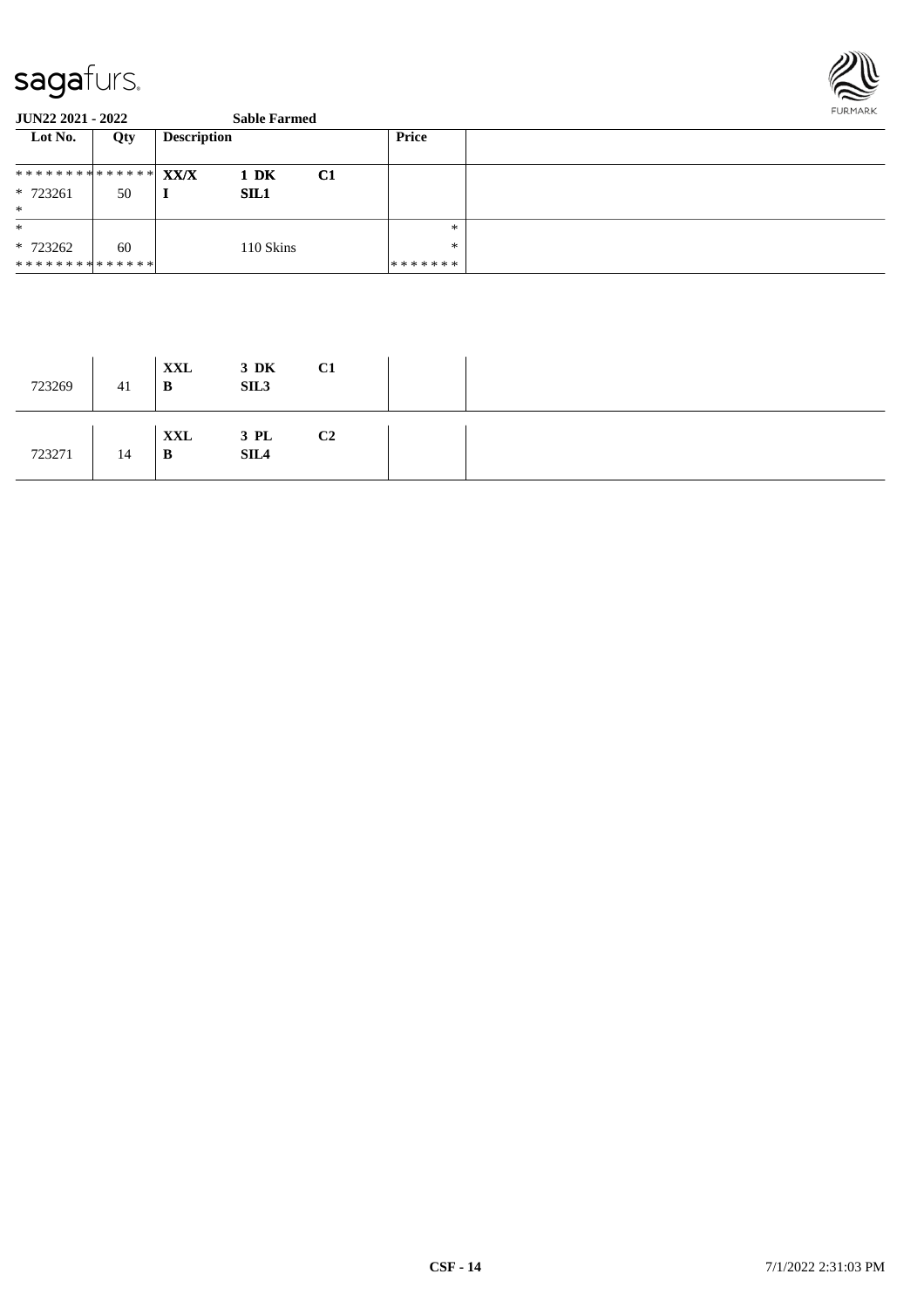**JUN22 2021 - 2022** **Sable Farmed**

| Lot No. | Qty | Description | | | Price | |
|---|---|---|---|---|---|---|
| ************** | | **XX/X** | **1 DK** | **C1** | | |
| * 723261 | 50 | **I** | **SIL1** | | | |
| * | | | | | | |
| * | | | | | * | |
| * 723262 | 60 | | 110 Skins | | * | |
| ************** | | | | | ******* | |
| 723269 | 41 | **XXL** **B** | **3 DK** **SIL3** | **C1** | | |
| 723271 | 14 | **XXL** **B** | **3 PL** **SIL4** | **C2** | | |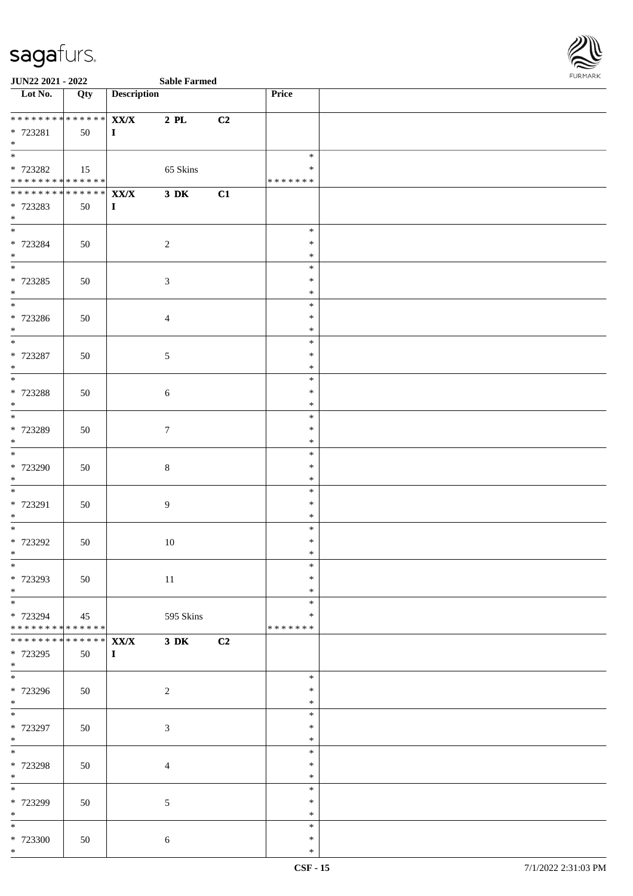**JUN22 2021 - 2022** **Sable Farmed**

| Lot No. | Qty | Description | | | Price | |
|---|---|---|---|---|---|---|
| * * * * * * * * * * * * * * | | **XX/X** | **2 PL** | **C2** | | |
| * 723281 | 50 | **I** | | | | |
| * | | | | | | |
| * | | | | | * | |
| * 723282 | 15 | | 65 Skins | | * | |
| * * * * * * * * * * * * * * | | | | | * * * * * * * | |
| * * * * * * * * * * * * * * | | **XX/X** | **3 DK** | **C1** | | |
| * 723283 | 50 | **I** | | | | |
| * | | | | | | |
| * | | | | | * | |
| * 723284 | 50 | | 2 | | * | |
| * | | | | | * | |
| * | | | | | * | |
| * 723285 | 50 | | 3 | | * | |
| * | | | | | * | |
| * | | | | | * | |
| * 723286 | 50 | | 4 | | * | |
| * | | | | | * | |
| * | | | | | * | |
| * 723287 | 50 | | 5 | | * | |
| * | | | | | * | |
| * | | | | | * | |
| * 723288 | 50 | | 6 | | * | |
| * | | | | | * | |
| * | | | | | * | |
| * 723289 | 50 | | 7 | | * | |
| * | | | | | * | |
| * | | | | | * | |
| * 723290 | 50 | | 8 | | * | |
| * | | | | | * | |
| * | | | | | * | |
| * 723291 | 50 | | 9 | | * | |
| * | | | | | * | |
| * | | | | | * | |
| * 723292 | 50 | | 10 | | * | |
| * | | | | | * | |
| * | | | | | * | |
| * 723293 | 50 | | 11 | | * | |
| * | | | | | * | |
| * | | | | | * | |
| * 723294 | 45 | | 595 Skins | | * | |
| * * * * * * * * * * * * * * | | | | | * * * * * * * | |
| * * * * * * * * * * * * * * | | **XX/X** | **3 DK** | **C2** | | |
| * 723295 | 50 | **I** | | | | |
| * | | | | | | |
| * | | | | | * | |
| * 723296 | 50 | | 2 | | * | |
| * | | | | | * | |
| * | | | | | * | |
| * 723297 | 50 | | 3 | | * | |
| * | | | | | * | |
| * | | | | | * | |
| * 723298 | 50 | | 4 | | * | |
| * | | | | | * | |
| * | | | | | * | |
| * 723299 | 50 | | 5 | | * | |
| * | | | | | * | |
| * | | | | | * | |
| * 723300 | 50 | | 6 | | * | |
| * | | | | | * | |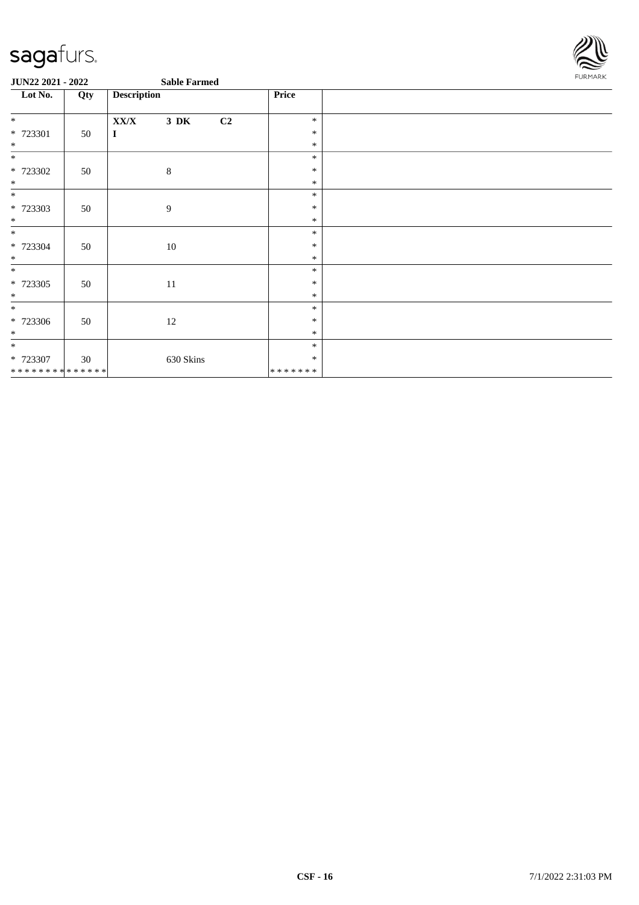**JUN22 2021 - 2022** **Sable Farmed**

| Lot No. | Qty | Description | Price | |
|---|---|---|---|---|
| * <br> * 723301 <br> * | 50 | **XX/X** **3 DK** **C2** <br> **I** | * <br> * <br> * | |
| * <br> * 723302 <br> * | 50 | 8 | * <br> * <br> * | |
| * <br> * 723303 <br> * | 50 | 9 | * <br> * <br> * | |
| * <br> * 723304 <br> * | 50 | 10 | * <br> * <br> * | |
| * <br> * 723305 <br> * | 50 | 11 | * <br> * <br> * | |
| * <br> * 723306 <br> * | 50 | 12 | * <br> * <br> * | |
| * <br> * 723307 <br> * * * * * * * * * * * * * * | 30 | 630 Skins | * <br> * <br> * * * * * * * | |

**CSF - 16** 7/1/2022 2:31:03 PM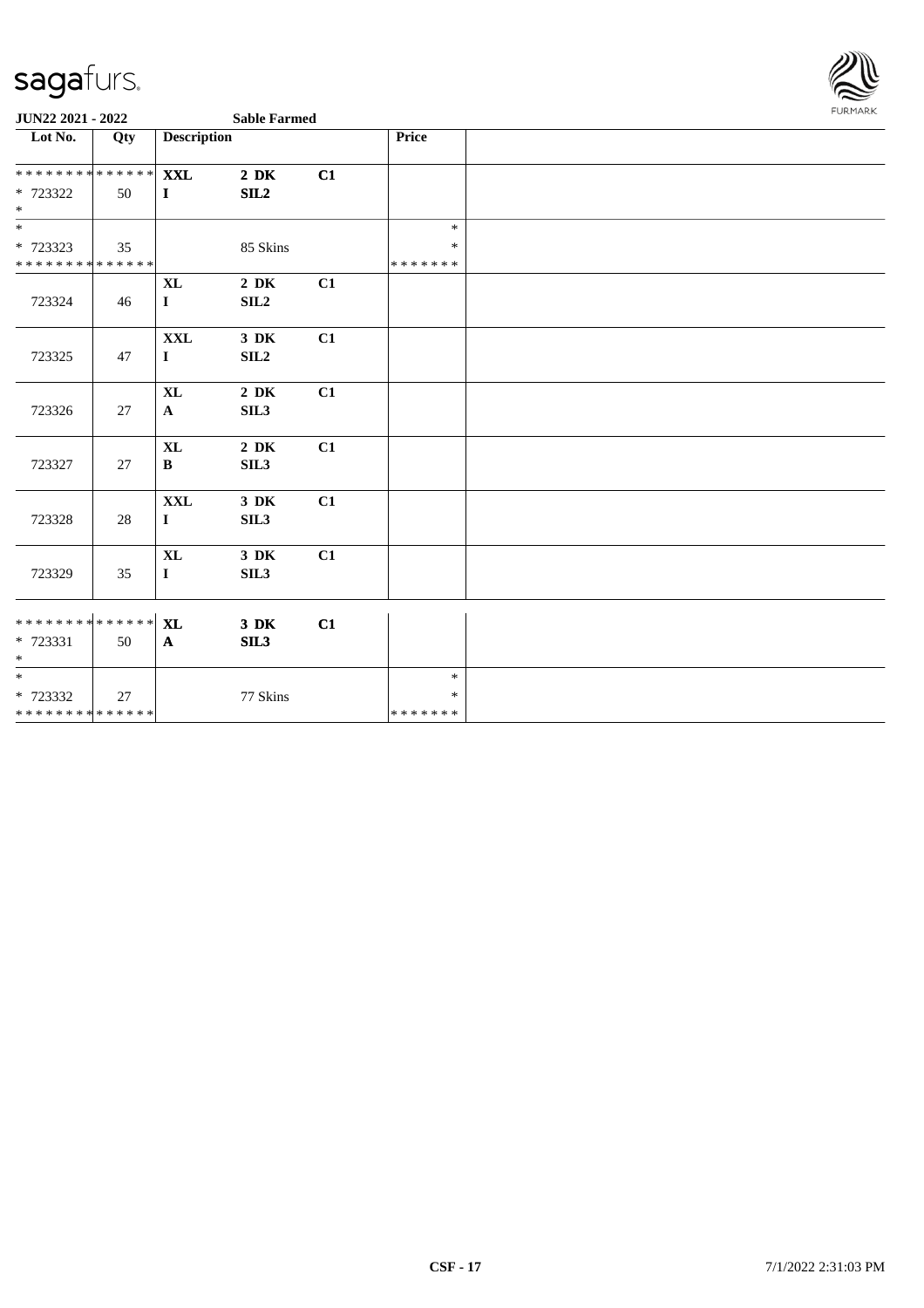| Lot No. | Qty | Description | | | Price | |
|---|---|---|---|---|---|---|
| * * * * * * * * * * * * * * | | XXL | 2 DK | C1 | | |
| * 723322 | 50 | I | SIL2 | | | |
| * | | | | | | |
| * | | | | | * | |
| * 723323 | 35 | | 85 Skins | | * | |
| * * * * * * * * * * * * * * | | | | | * * * * * * * | |
| | | XL | 2 DK | C1 | | |
| 723324 | 46 | I | SIL2 | | | |
| | | XXL | 3 DK | C1 | | |
| 723325 | 47 | I | SIL2 | | | |
| | | XL | 2 DK | C1 | | |
| 723326 | 27 | A | SIL3 | | | |
| | | XL | 2 DK | C1 | | |
| 723327 | 27 | B | SIL3 | | | |
| | | XXL | 3 DK | C1 | | |
| 723328 | 28 | I | SIL3 | | | |
| | | XL | 3 DK | C1 | | |
| 723329 | 35 | I | SIL3 | | | |
| * * * * * * * * * * * * * * | | XL | 3 DK | C1 | | |
| * 723331 | 50 | A | SIL3 | | | |
| * | | | | | | |
| * | | | | | * | |
| * 723332 | 27 | | 77 Skins | | * | |
| * * * * * * * * * * * * * * | | | | | * * * * * * * | |